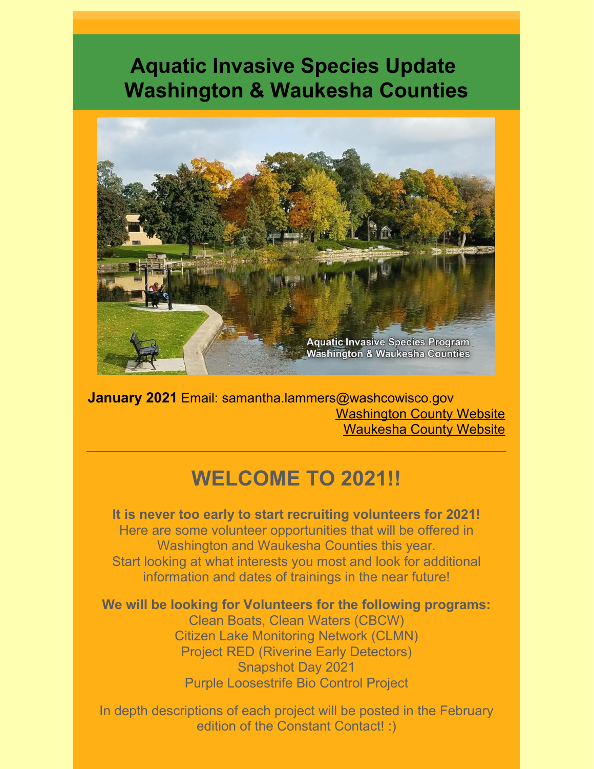# Aquatic Invasive Species Update Washington & Waukesha Counties

**January 2021** Email: samantha.lammers@washcowisco.gov

Washington County Website

Waukesha County Website

---

## WELCOME TO 2021!!

**It is never too early to start recruiting volunteers for 2021!**
Here are some volunteer opportunities that will be offered in Washington and Waukesha Counties this year.
Start looking at what interests you most and look for additional information and dates of trainings in the near future!

**We will be looking for Volunteers for the following programs:**

Clean Boats, Clean Waters (CBCW)
Citizen Lake Monitoring Network (CLMN)
Project RED (Riverine Early Detectors)
Snapshot Day 2021
Purple Loosestrife Bio Control Project

In depth descriptions of each project will be posted in the February edition of the Constant Contact! :)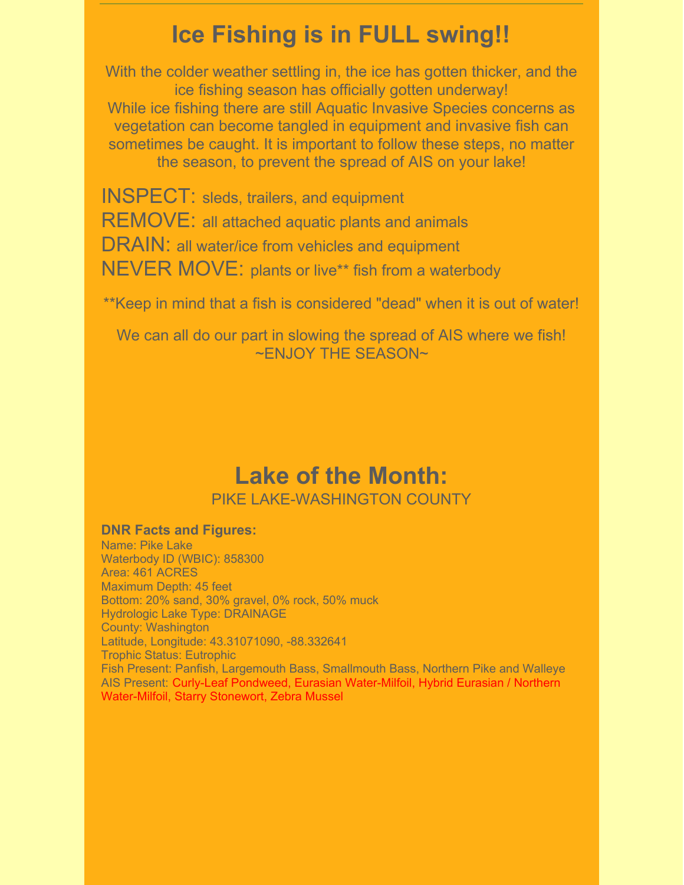# Ice Fishing is in FULL swing!!

With the colder weather settling in, the ice has gotten thicker, and the ice fishing season has officially gotten underway!
While ice fishing there are still Aquatic Invasive Species concerns as vegetation can become tangled in equipment and invasive fish can sometimes be caught. It is important to follow these steps, no matter the season, to prevent the spread of AIS on your lake!

INSPECT: sleds, trailers, and equipment
REMOVE: all attached aquatic plants and animals
DRAIN: all water/ice from vehicles and equipment
NEVER MOVE: plants or live** fish from a waterbody

**Keep in mind that a fish is considered "dead" when it is out of water!

We can all do our part in slowing the spread of AIS where we fish!
~ENJOY THE SEASON~

# Lake of the Month:

PIKE LAKE-WASHINGTON COUNTY

**DNR Facts and Figures:**
Name: Pike Lake
Waterbody ID (WBIC): 858300
Area: 461 ACRES
Maximum Depth: 45 feet
Bottom: 20% sand, 30% gravel, 0% rock, 50% muck
Hydrologic Lake Type: DRAINAGE
County: Washington
Latitude, Longitude: 43.31071090, -88.332641
Trophic Status: Eutrophic
Fish Present: Panfish, Largemouth Bass, Smallmouth Bass, Northern Pike and Walleye
AIS Present: Curly-Leaf Pondweed, Eurasian Water-Milfoil, Hybrid Eurasian / Northern Water-Milfoil, Starry Stonewort, Zebra Mussel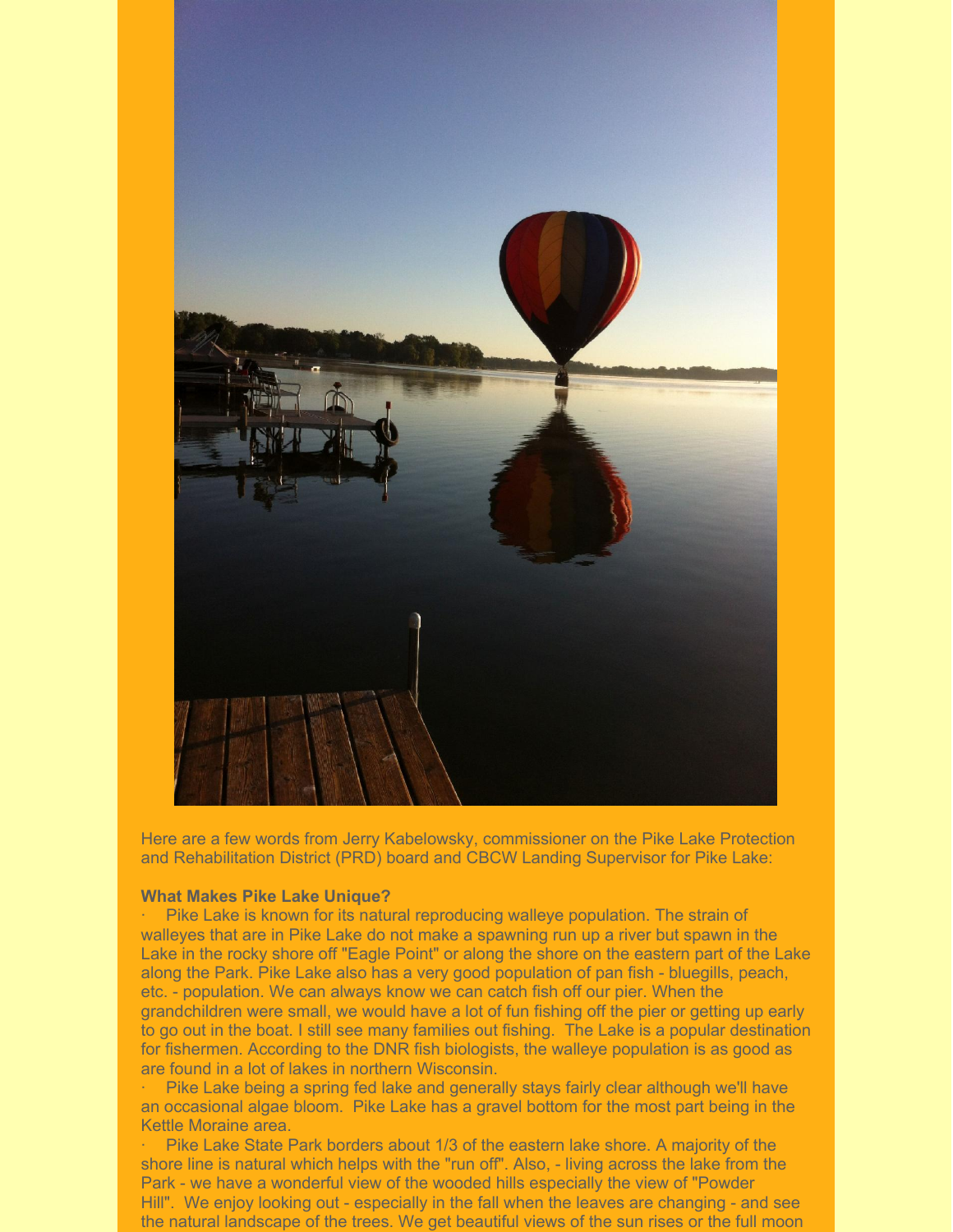Here are a few words from Jerry Kabelowsky, commissioner on the Pike Lake Protection and Rehabilitation District (PRD) board and CBCW Landing Supervisor for Pike Lake:

**What Makes Pike Lake Unique?**

- Pike Lake is known for its natural reproducing walleye population. The strain of walleyes that are in Pike Lake do not make a spawning run up a river but spawn in the Lake in the rocky shore off "Eagle Point" or along the shore on the eastern part of the Lake along the Park. Pike Lake also has a very good population of pan fish - bluegills, peach, etc. - population. We can always know we can catch fish off our pier. When the grandchildren were small, we would have a lot of fun fishing off the pier or getting up early to go out in the boat. I still see many families out fishing. The Lake is a popular destination for fishermen. According to the DNR fish biologists, the walleye population is as good as are found in a lot of lakes in northern Wisconsin.
- Pike Lake being a spring fed lake and generally stays fairly clear although we'll have an occasional algae bloom. Pike Lake has a gravel bottom for the most part being in the Kettle Moraine area.
- Pike Lake State Park borders about 1/3 of the eastern lake shore. A majority of the shore line is natural which helps with the "run off". Also, - living across the lake from the Park - we have a wonderful view of the wooded hills especially the view of "Powder Hill". We enjoy looking out - especially in the fall when the leaves are changing - and see the natural landscape of the trees. We get beautiful views of the sun rises or the full moon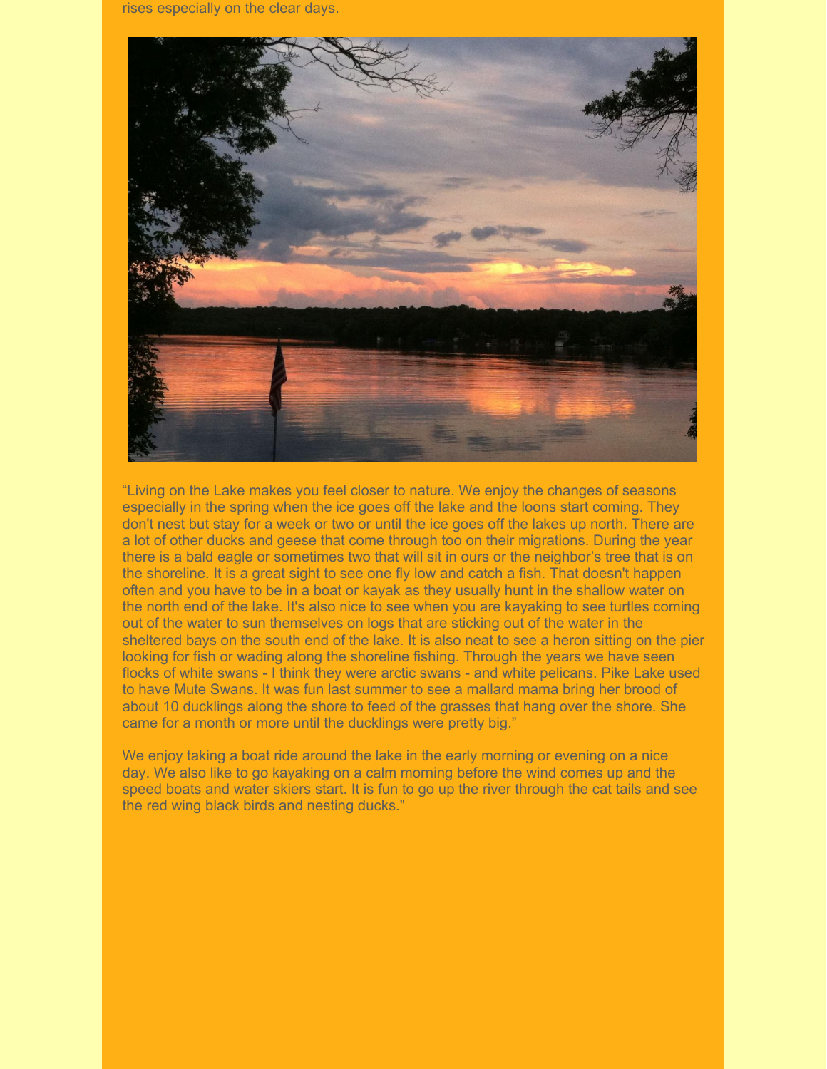rises especially on the clear days.

"Living on the Lake makes you feel closer to nature. We enjoy the changes of seasons especially in the spring when the ice goes off the lake and the loons start coming. They don't nest but stay for a week or two or until the ice goes off the lakes up north. There are a lot of other ducks and geese that come through too on their migrations. During the year there is a bald eagle or sometimes two that will sit in ours or the neighbor's tree that is on the shoreline. It is a great sight to see one fly low and catch a fish. That doesn't happen often and you have to be in a boat or kayak as they usually hunt in the shallow water on the north end of the lake. It's also nice to see when you are kayaking to see turtles coming out of the water to sun themselves on logs that are sticking out of the water in the sheltered bays on the south end of the lake. It is also neat to see a heron sitting on the pier looking for fish or wading along the shoreline fishing. Through the years we have seen flocks of white swans - I think they were arctic swans - and white pelicans. Pike Lake used to have Mute Swans. It was fun last summer to see a mallard mama bring her brood of about 10 ducklings along the shore to feed of the grasses that hang over the shore. She came for a month or more until the ducklings were pretty big."

We enjoy taking a boat ride around the lake in the early morning or evening on a nice day. We also like to go kayaking on a calm morning before the wind comes up and the speed boats and water skiers start. It is fun to go up the river through the cat tails and see the red wing black birds and nesting ducks."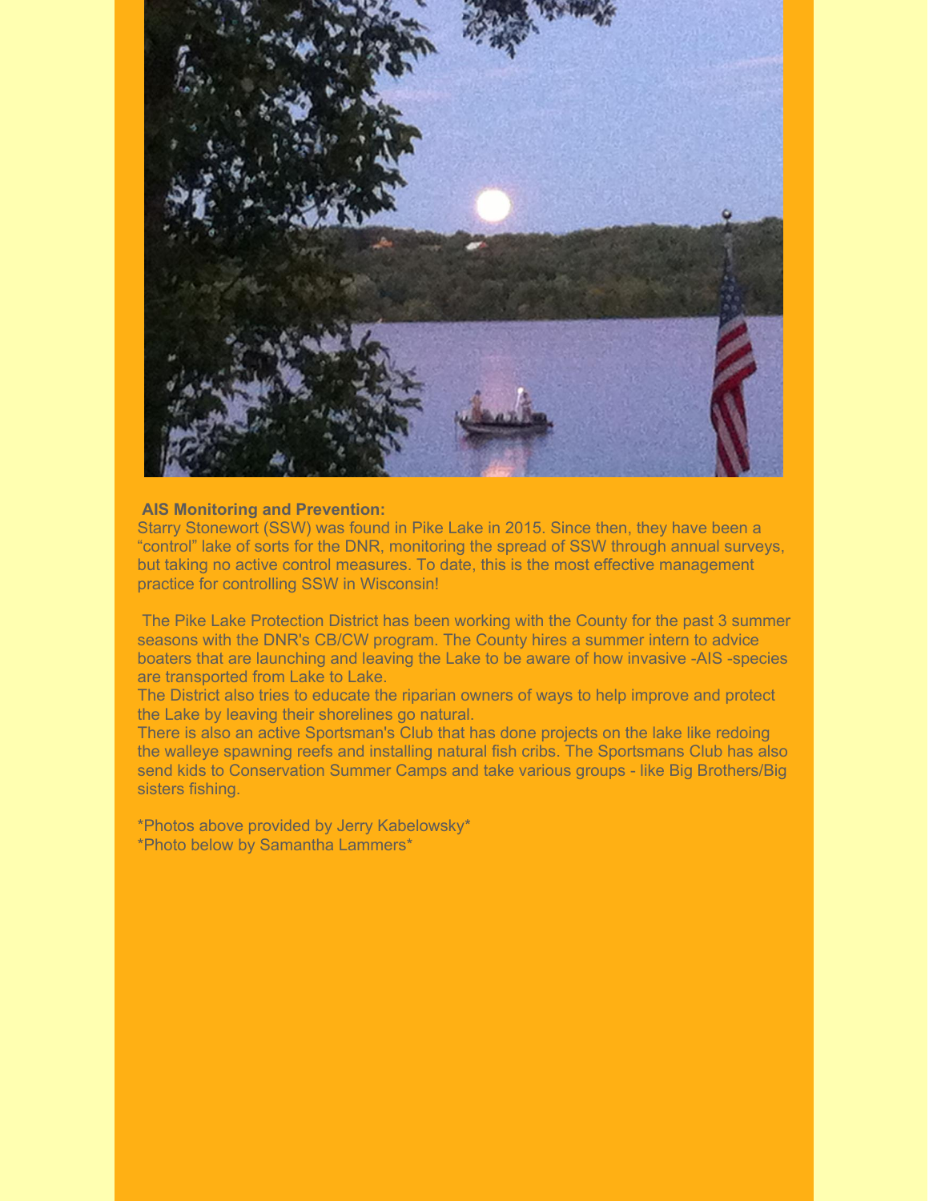**AIS Monitoring and Prevention:**
Starry Stonewort (SSW) was found in Pike Lake in 2015. Since then, they have been a "control" lake of sorts for the DNR, monitoring the spread of SSW through annual surveys, but taking no active control measures. To date, this is the most effective management practice for controlling SSW in Wisconsin!

The Pike Lake Protection District has been working with the County for the past 3 summer seasons with the DNR's CB/CW program. The County hires a summer intern to advice boaters that are launching and leaving the Lake to be aware of how invasive -AIS -species are transported from Lake to Lake.
The District also tries to educate the riparian owners of ways to help improve and protect the Lake by leaving their shorelines go natural.
There is also an active Sportsman's Club that has done projects on the lake like redoing the walleye spawning reefs and installing natural fish cribs. The Sportsmans Club has also send kids to Conservation Summer Camps and take various groups - like Big Brothers/Big sisters fishing.

*Photos above provided by Jerry Kabelowsky*
*Photo below by Samantha Lammers*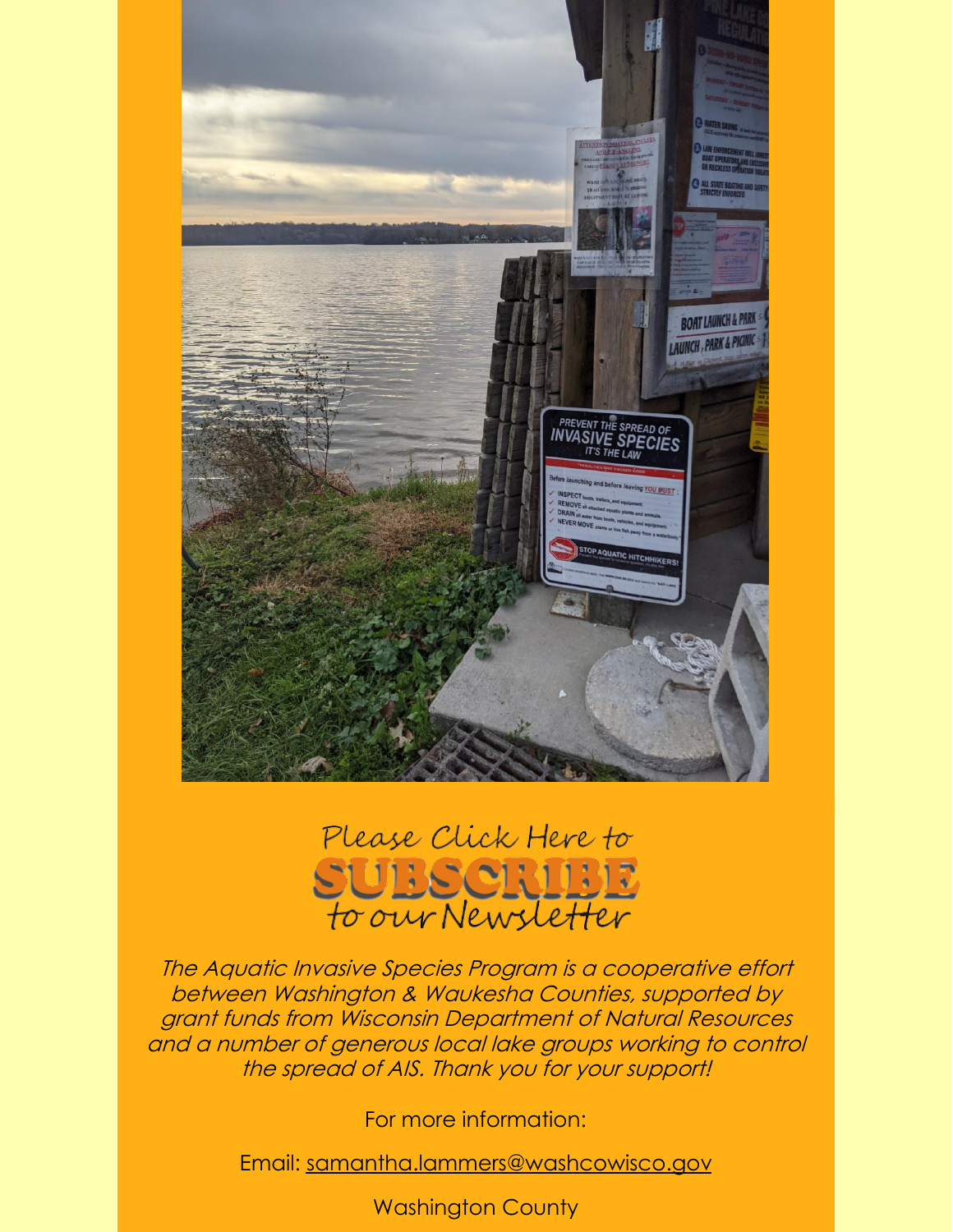Please Click Here to

**SUBSCRIBE**

to our Newsletter

*The Aquatic Invasive Species Program is a cooperative effort between Washington & Waukesha Counties, supported by grant funds from Wisconsin Department of Natural Resources and a number of generous local lake groups working to control the spread of AIS. Thank you for your support!*

For more information:

Email: samantha.lammers@washcowisco.gov

Washington County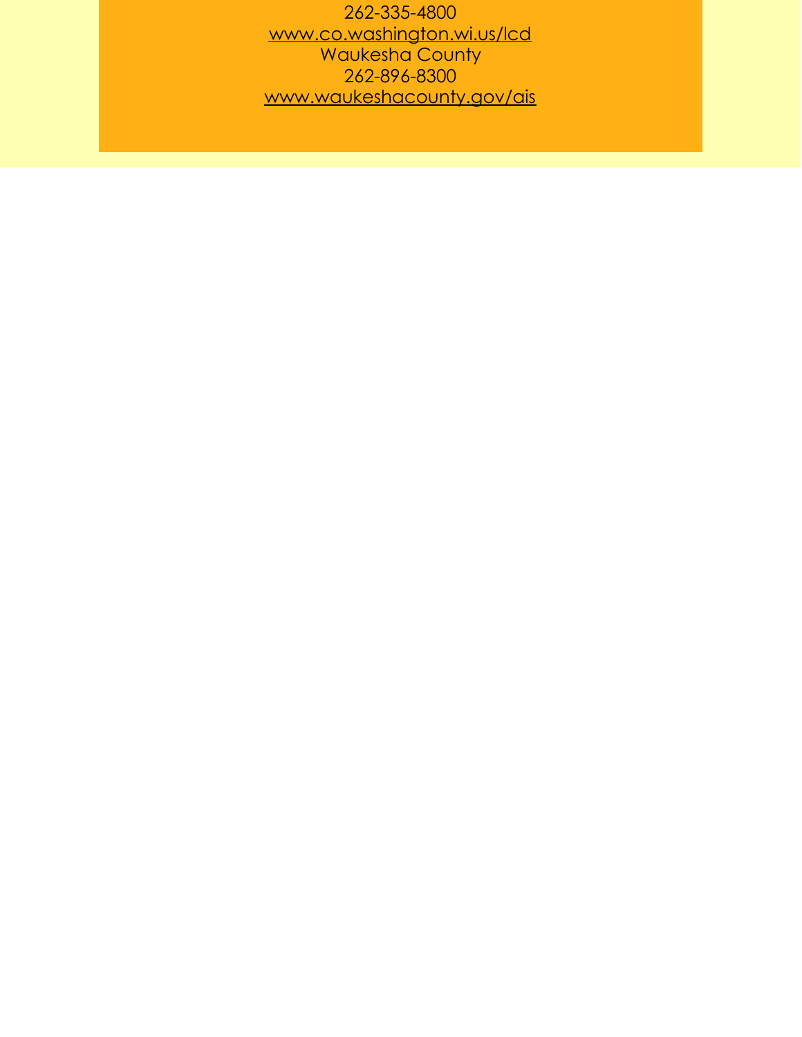262-335-4800

[www.co.washington.wi.us/lcd](http://www.co.washington.wi.us/lcd)

Waukesha County

262-896-8300

[www.waukeshacounty.gov/ais](http://www.waukeshacounty.gov/ais)